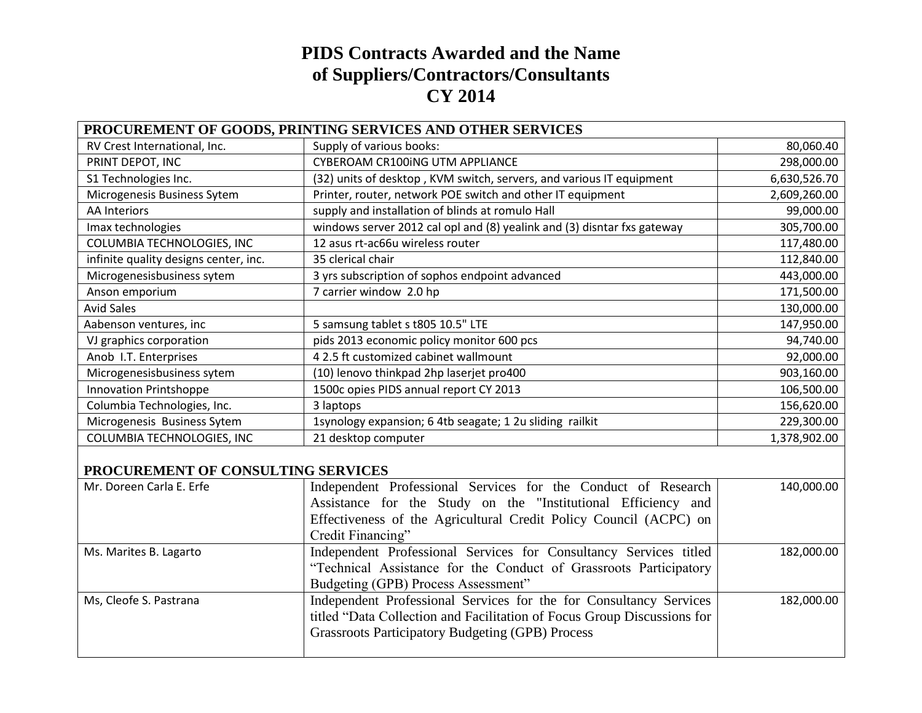# PIDS Contracts Awarded and the Name of Suppliers/Contractors/Consultants CY 2014

| | | |
|---|---|---|
| **PROCUREMENT OF GOODS, PRINTING SERVICES AND OTHER SERVICES** | | |
| RV Crest International, Inc. | Supply of various books: | 80,060.40 |
| PRINT DEPOT, INC | CYBEROAM CR100iNG UTM APPLIANCE | 298,000.00 |
| S1 Technologies Inc. | (32) units of desktop , KVM switch, servers, and various IT equipment | 6,630,526.70 |
| Microgenesis Business Sytem | Printer, router, network POE switch and other IT equipment | 2,609,260.00 |
| AA Interiors | supply and installation of blinds at romulo Hall | 99,000.00 |
| Imax technologies | windows server 2012 cal opl and (8) yealink and (3) disntar fxs gateway | 305,700.00 |
| COLUMBIA TECHNOLOGIES, INC | 12 asus rt-ac66u wireless router | 117,480.00 |
| infinite quality designs center, inc. | 35 clerical chair | 112,840.00 |
| Microgenesisbusiness sytem | 3 yrs subscription of sophos endpoint advanced | 443,000.00 |
| Anson emporium | 7 carrier window 2.0 hp | 171,500.00 |
| Avid Sales | | 130,000.00 |
| Aabenson ventures, inc | 5 samsung tablet s t805 10.5" LTE | 147,950.00 |
| VJ graphics corporation | pids 2013 economic policy monitor 600 pcs | 94,740.00 |
| Anob I.T. Enterprises | 4 2.5 ft customized cabinet wallmount | 92,000.00 |
| Microgenesisbusiness sytem | (10) lenovo thinkpad 2hp laserjet pro400 | 903,160.00 |
| Innovation Printshoppe | 1500c opies PIDS annual report CY 2013 | 106,500.00 |
| Columbia Technologies, Inc. | 3 laptops | 156,620.00 |
| Microgenesis Business Sytem | 1synology expansion; 6 4tb seagate; 1 2u sliding railkit | 229,300.00 |
| COLUMBIA TECHNOLOGIES, INC | 21 desktop computer | 1,378,902.00 |
| **PROCUREMENT OF CONSULTING SERVICES** | | |
| Mr. Doreen Carla E. Erfe | Independent Professional Services for the Conduct of Research Assistance for the Study on the "Institutional Efficiency and Effectiveness of the Agricultural Credit Policy Council (ACPC) on Credit Financing" | 140,000.00 |
| Ms. Marites B. Lagarto | Independent Professional Services for Consultancy Services titled "Technical Assistance for the Conduct of Grassroots Participatory Budgeting (GPB) Process Assessment" | 182,000.00 |
| Ms, Cleofe S. Pastrana | Independent Professional Services for the for Consultancy Services titled "Data Collection and Facilitation of Focus Group Discussions for Grassroots Participatory Budgeting (GPB) Process | 182,000.00 |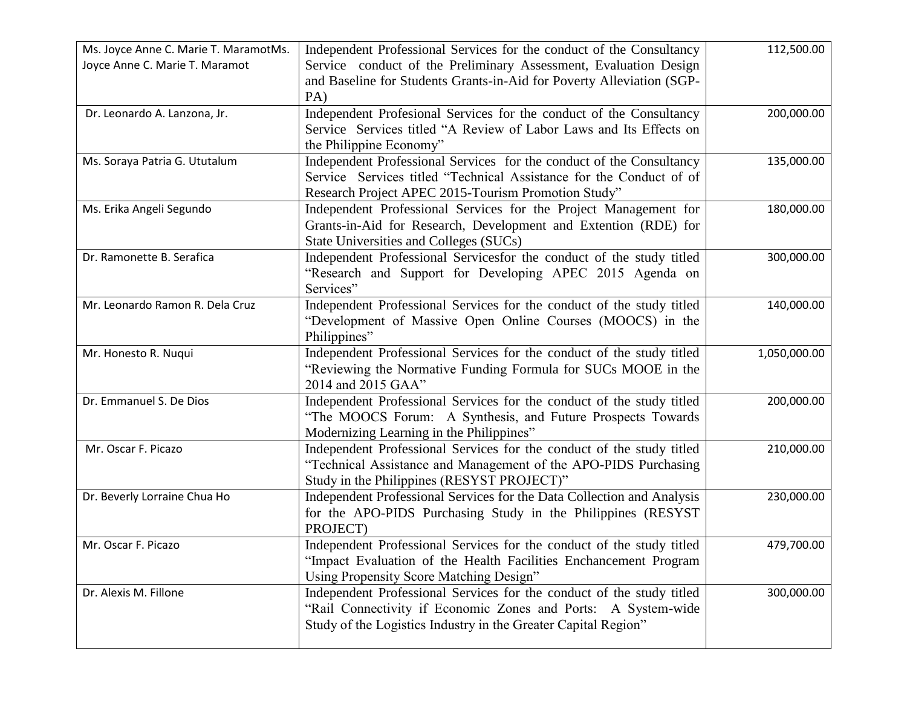| | | |
|---|---|---|
| Ms. Joyce Anne C. Marie T. MaramotMs. Joyce Anne C. Marie T. Maramot | Independent Professional Services for the conduct of the Consultancy Service conduct of the Preliminary Assessment, Evaluation Design and Baseline for Students Grants-in-Aid for Poverty Alleviation (SGP-PA) | 112,500.00 |
| Dr. Leonardo A. Lanzona, Jr. | Independent Profesional Services for the conduct of the Consultancy Service Services titled "A Review of Labor Laws and Its Effects on the Philippine Economy" | 200,000.00 |
| Ms. Soraya Patria G. Ututalum | Independent Professional Services for the conduct of the Consultancy Service Services titled "Technical Assistance for the Conduct of of Research Project APEC 2015-Tourism Promotion Study" | 135,000.00 |
| Ms. Erika Angeli Segundo | Independent Professional Services for the Project Management for Grants-in-Aid for Research, Development and Extention (RDE) for State Universities and Colleges (SUCs) | 180,000.00 |
| Dr. Ramonette B. Serafica | Independent Professional Servicesfor the conduct of the study titled "Research and Support for Developing APEC 2015 Agenda on Services" | 300,000.00 |
| Mr. Leonardo Ramon R. Dela Cruz | Independent Professional Services for the conduct of the study titled "Development of Massive Open Online Courses (MOOCS) in the Philippines" | 140,000.00 |
| Mr. Honesto R. Nuqui | Independent Professional Services for the conduct of the study titled "Reviewing the Normative Funding Formula for SUCs MOOE in the 2014 and 2015 GAA" | 1,050,000.00 |
| Dr. Emmanuel S. De Dios | Independent Professional Services for the conduct of the study titled "The MOOCS Forum: A Synthesis, and Future Prospects Towards Modernizing Learning in the Philippines" | 200,000.00 |
| Mr. Oscar F. Picazo | Independent Professional Services for the conduct of the study titled "Technical Assistance and Management of the APO-PIDS Purchasing Study in the Philippines (RESYST PROJECT)" | 210,000.00 |
| Dr. Beverly Lorraine Chua Ho | Independent Professional Services for the Data Collection and Analysis for the APO-PIDS Purchasing Study in the Philippines (RESYST PROJECT) | 230,000.00 |
| Mr. Oscar F. Picazo | Independent Professional Services for the conduct of the study titled "Impact Evaluation of the Health Facilities Enchancement Program Using Propensity Score Matching Design" | 479,700.00 |
| Dr. Alexis M. Fillone | Independent Professional Services for the conduct of the study titled "Rail Connectivity if Economic Zones and Ports: A System-wide Study of the Logistics Industry in the Greater Capital Region" | 300,000.00 |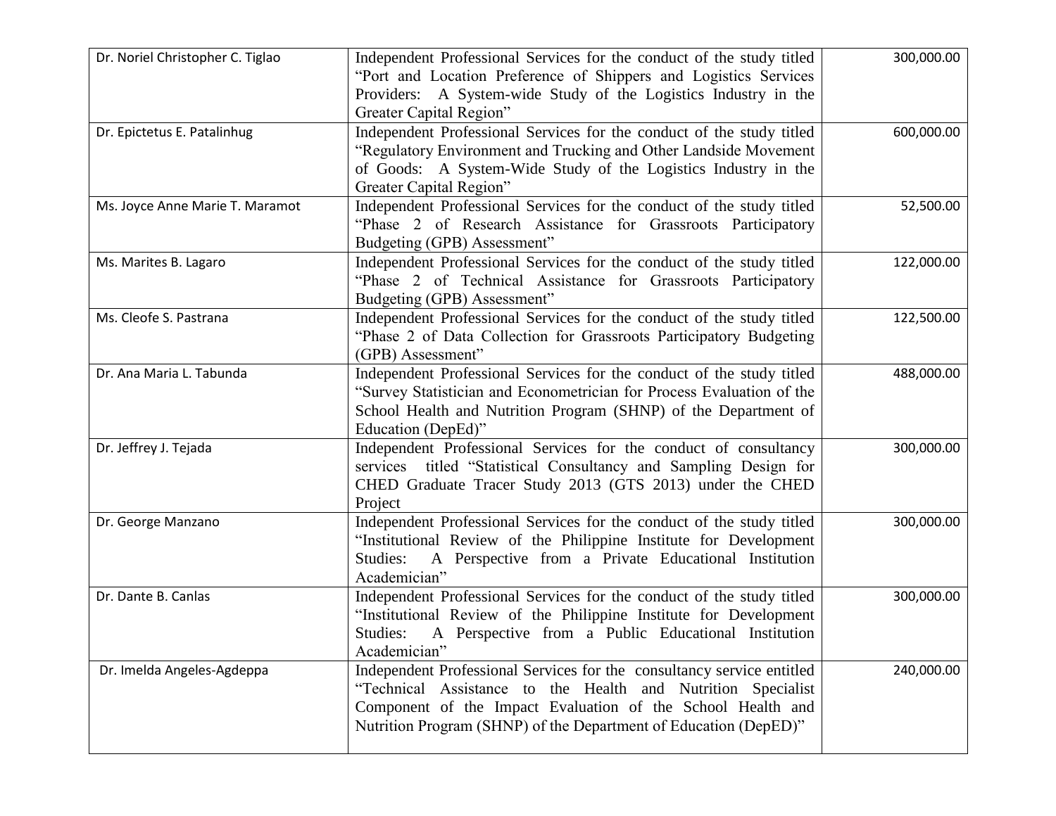| | | |
|---|---|---|
| Dr. Noriel Christopher C. Tiglao | Independent Professional Services for the conduct of the study titled "Port and Location Preference of Shippers and Logistics Services Providers: A System-wide Study of the Logistics Industry in the Greater Capital Region" | 300,000.00 |
| Dr. Epictetus E. Patalinhug | Independent Professional Services for the conduct of the study titled "Regulatory Environment and Trucking and Other Landside Movement of Goods: A System-Wide Study of the Logistics Industry in the Greater Capital Region" | 600,000.00 |
| Ms. Joyce Anne Marie T. Maramot | Independent Professional Services for the conduct of the study titled "Phase 2 of Research Assistance for Grassroots Participatory Budgeting (GPB) Assessment" | 52,500.00 |
| Ms. Marites B. Lagaro | Independent Professional Services for the conduct of the study titled "Phase 2 of Technical Assistance for Grassroots Participatory Budgeting (GPB) Assessment" | 122,000.00 |
| Ms. Cleofe S. Pastrana | Independent Professional Services for the conduct of the study titled "Phase 2 of Data Collection for Grassroots Participatory Budgeting (GPB) Assessment" | 122,500.00 |
| Dr. Ana Maria L. Tabunda | Independent Professional Services for the conduct of the study titled "Survey Statistician and Econometrician for Process Evaluation of the School Health and Nutrition Program (SHNP) of the Department of Education (DepEd)" | 488,000.00 |
| Dr. Jeffrey J. Tejada | Independent Professional Services for the conduct of consultancy services titled "Statistical Consultancy and Sampling Design for CHED Graduate Tracer Study 2013 (GTS 2013) under the CHED Project | 300,000.00 |
| Dr. George Manzano | Independent Professional Services for the conduct of the study titled "Institutional Review of the Philippine Institute for Development Studies: A Perspective from a Private Educational Institution Academician" | 300,000.00 |
| Dr. Dante B. Canlas | Independent Professional Services for the conduct of the study titled "Institutional Review of the Philippine Institute for Development Studies: A Perspective from a Public Educational Institution Academician" | 300,000.00 |
| Dr. Imelda Angeles-Agdeppa | Independent Professional Services for the consultancy service entitled "Technical Assistance to the Health and Nutrition Specialist Component of the Impact Evaluation of the School Health and Nutrition Program (SHNP) of the Department of Education (DepED)" | 240,000.00 |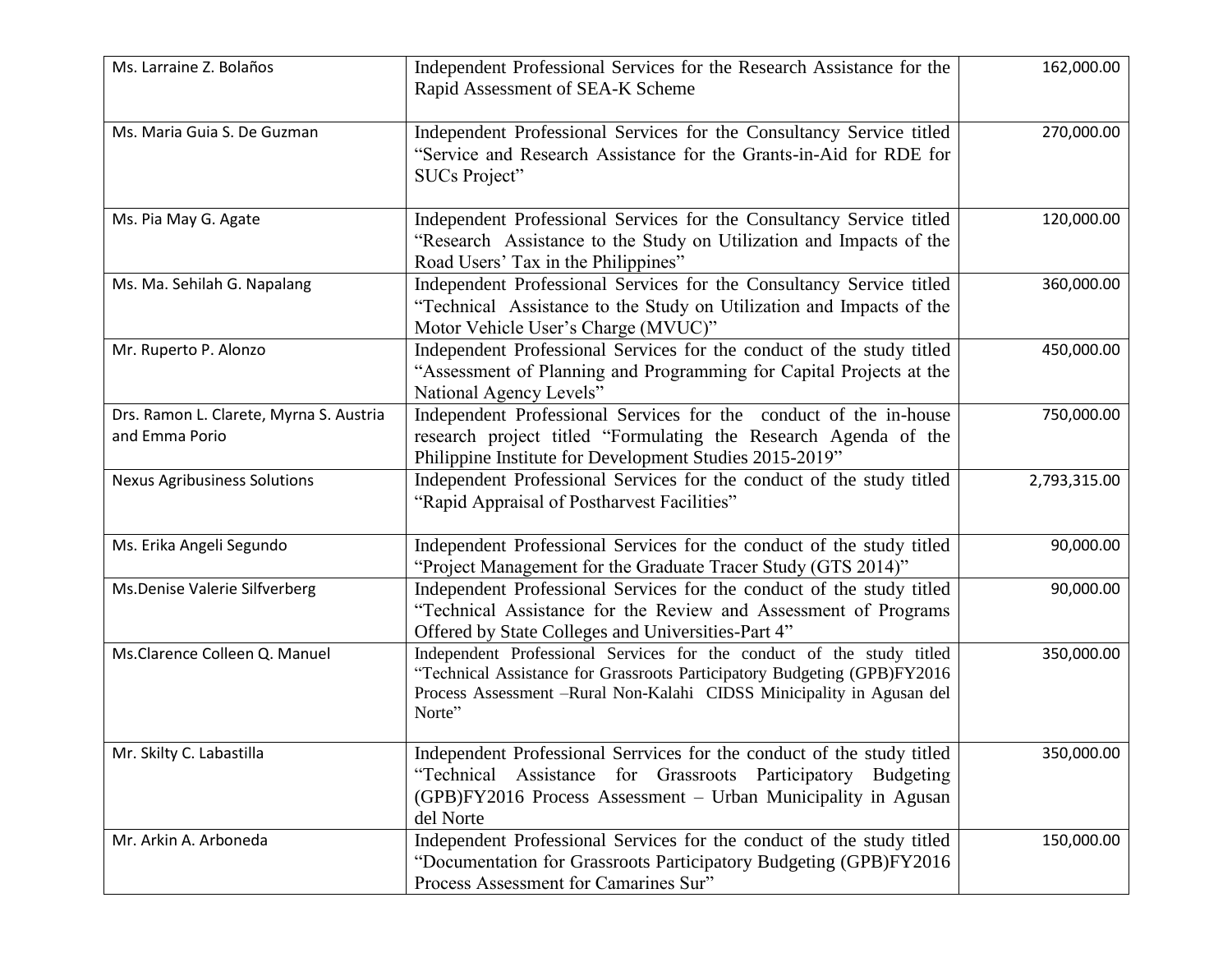| | | |
|---|---|---|
| Ms. Larraine Z. Bolaños | Independent Professional Services for the Research Assistance for the Rapid Assessment of SEA-K Scheme | 162,000.00 |
| Ms. Maria Guia S. De Guzman | Independent Professional Services for the Consultancy Service titled "Service and Research Assistance for the Grants-in-Aid for RDE for SUCs Project" | 270,000.00 |
| Ms. Pia May G. Agate | Independent Professional Services for the Consultancy Service titled "Research Assistance to the Study on Utilization and Impacts of the Road Users' Tax in the Philippines" | 120,000.00 |
| Ms. Ma. Sehilah G. Napalang | Independent Professional Services for the Consultancy Service titled "Technical Assistance to the Study on Utilization and Impacts of the Motor Vehicle User's Charge (MVUC)" | 360,000.00 |
| Mr. Ruperto P. Alonzo | Independent Professional Services for the conduct of the study titled "Assessment of Planning and Programming for Capital Projects at the National Agency Levels" | 450,000.00 |
| Drs. Ramon L. Clarete, Myrna S. Austria and Emma Porio | Independent Professional Services for the conduct of the in-house research project titled "Formulating the Research Agenda of the Philippine Institute for Development Studies 2015-2019" | 750,000.00 |
| Nexus Agribusiness Solutions | Independent Professional Services for the conduct of the study titled "Rapid Appraisal of Postharvest Facilities" | 2,793,315.00 |
| Ms. Erika Angeli Segundo | Independent Professional Services for the conduct of the study titled "Project Management for the Graduate Tracer Study (GTS 2014)" | 90,000.00 |
| Ms.Denise Valerie Silfverberg | Independent Professional Services for the conduct of the study titled "Technical Assistance for the Review and Assessment of Programs Offered by State Colleges and Universities-Part 4" | 90,000.00 |
| Ms.Clarence Colleen Q. Manuel | Independent Professional Services for the conduct of the study titled "Technical Assistance for Grassroots Participatory Budgeting (GPB)FY2016 Process Assessment –Rural Non-Kalahi CIDSS Minicipality in Agusan del Norte" | 350,000.00 |
| Mr. Skilty C. Labastilla | Independent Professional Serrvices for the conduct of the study titled "Technical Assistance for Grassroots Participatory Budgeting (GPB)FY2016 Process Assessment – Urban Municipality in Agusan del Norte | 350,000.00 |
| Mr. Arkin A. Arboneda | Independent Professional Services for the conduct of the study titled "Documentation for Grassroots Participatory Budgeting (GPB)FY2016 Process Assessment for Camarines Sur" | 150,000.00 |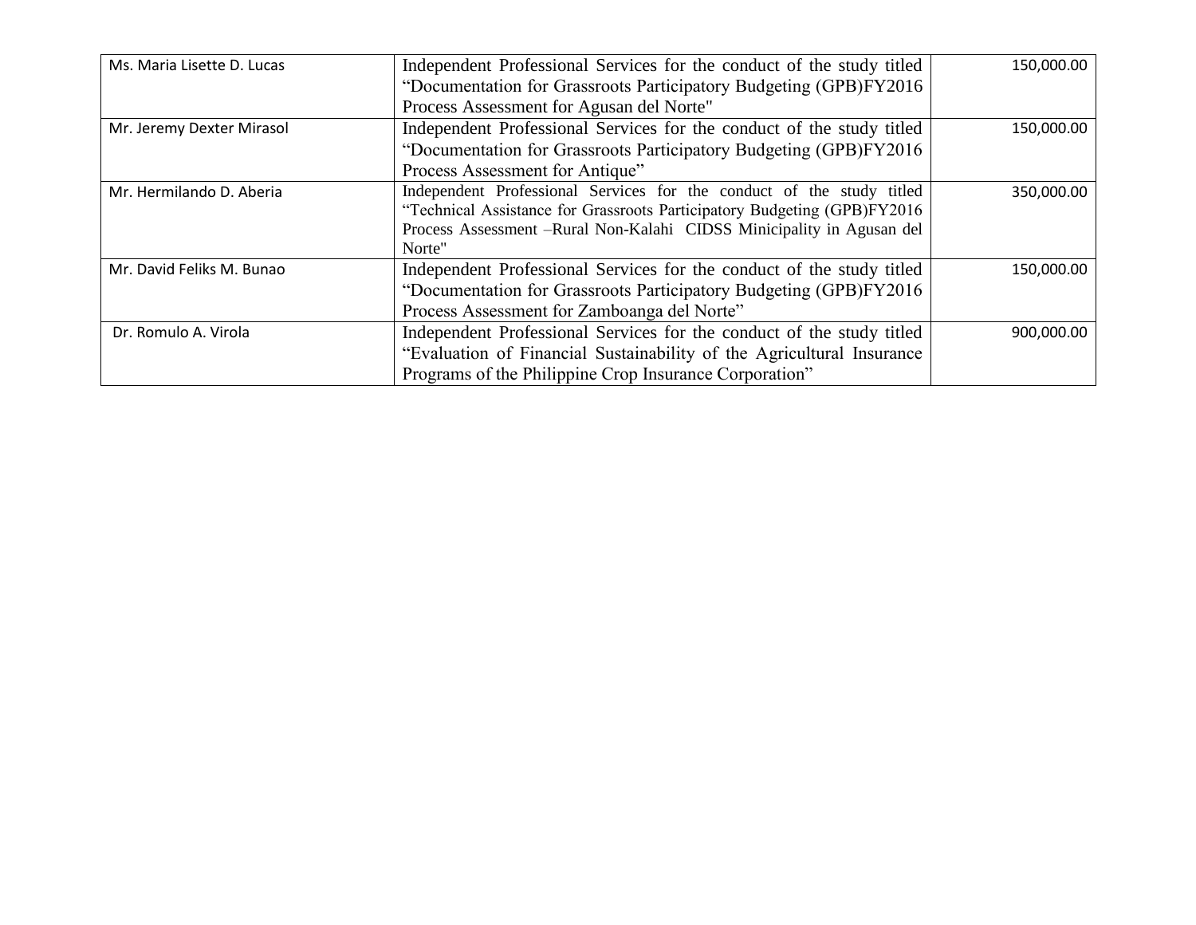| | | |
|---|---|---|
| Ms. Maria Lisette D. Lucas | Independent Professional Services for the conduct of the study titled "Documentation for Grassroots Participatory Budgeting (GPB)FY2016 Process Assessment for Agusan del Norte" | 150,000.00 |
| Mr. Jeremy Dexter Mirasol | Independent Professional Services for the conduct of the study titled "Documentation for Grassroots Participatory Budgeting (GPB)FY2016 Process Assessment for Antique" | 150,000.00 |
| Mr. Hermilando D. Aberia | Independent Professional Services for the conduct of the study titled "Technical Assistance for Grassroots Participatory Budgeting (GPB)FY2016 Process Assessment –Rural Non-Kalahi CIDSS Minicipality in Agusan del Norte" | 350,000.00 |
| Mr. David Feliks M. Bunao | Independent Professional Services for the conduct of the study titled "Documentation for Grassroots Participatory Budgeting (GPB)FY2016 Process Assessment for Zamboanga del Norte" | 150,000.00 |
| Dr. Romulo A. Virola | Independent Professional Services for the conduct of the study titled "Evaluation of Financial Sustainability of the Agricultural Insurance Programs of the Philippine Crop Insurance Corporation" | 900,000.00 |